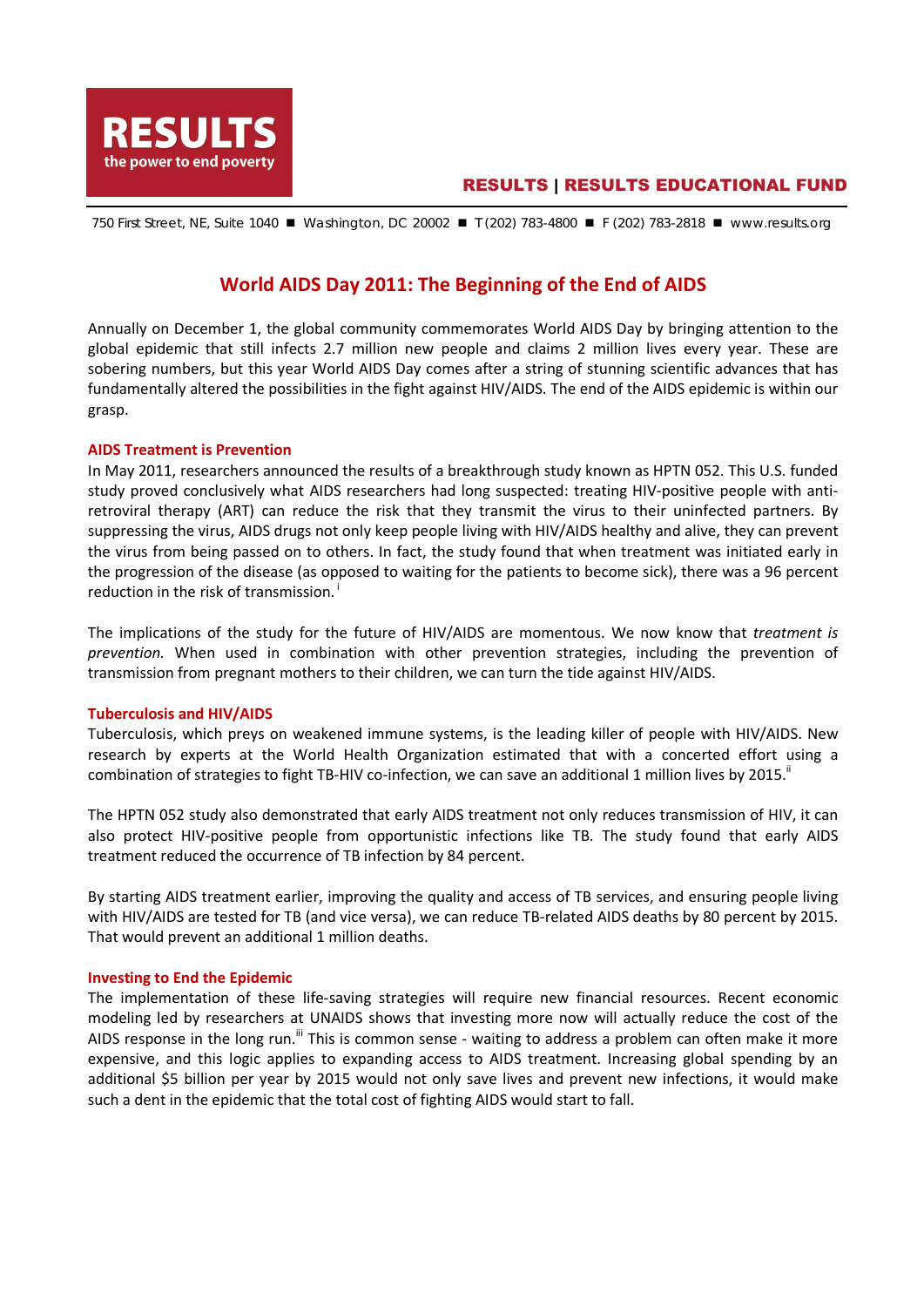**RESULTS**
the power to end poverty

RESULTS | RESULTS EDUCATIONAL FUND

750 First Street, NE, Suite 1040 ■ Washington, DC 20002 ■ T (202) 783-4800 ■ F (202) 783-2818 ■ www.results.org

# World AIDS Day 2011: The Beginning of the End of AIDS

Annually on December 1, the global community commemorates World AIDS Day by bringing attention to the global epidemic that still infects 2.7 million new people and claims 2 million lives every year. These are sobering numbers, but this year World AIDS Day comes after a string of stunning scientific advances that has fundamentally altered the possibilities in the fight against HIV/AIDS. The end of the AIDS epidemic is within our grasp.

## AIDS Treatment is Prevention

In May 2011, researchers announced the results of a breakthrough study known as HPTN 052. This U.S. funded study proved conclusively what AIDS researchers had long suspected: treating HIV-positive people with anti-retroviral therapy (ART) can reduce the risk that they transmit the virus to their uninfected partners. By suppressing the virus, AIDS drugs not only keep people living with HIV/AIDS healthy and alive, they can prevent the virus from being passed on to others. In fact, the study found that when treatment was initiated early in the progression of the disease (as opposed to waiting for the patients to become sick), there was a 96 percent reduction in the risk of transmission.[i]

The implications of the study for the future of HIV/AIDS are momentous. We now know that *treatment is prevention.* When used in combination with other prevention strategies, including the prevention of transmission from pregnant mothers to their children, we can turn the tide against HIV/AIDS.

## Tuberculosis and HIV/AIDS

Tuberculosis, which preys on weakened immune systems, is the leading killer of people with HIV/AIDS. New research by experts at the World Health Organization estimated that with a concerted effort using a combination of strategies to fight TB-HIV co-infection, we can save an additional 1 million lives by 2015.[ii]

The HPTN 052 study also demonstrated that early AIDS treatment not only reduces transmission of HIV, it can also protect HIV-positive people from opportunistic infections like TB. The study found that early AIDS treatment reduced the occurrence of TB infection by 84 percent.

By starting AIDS treatment earlier, improving the quality and access of TB services, and ensuring people living with HIV/AIDS are tested for TB (and vice versa), we can reduce TB-related AIDS deaths by 80 percent by 2015. That would prevent an additional 1 million deaths.

## Investing to End the Epidemic

The implementation of these life-saving strategies will require new financial resources. Recent economic modeling led by researchers at UNAIDS shows that investing more now will actually reduce the cost of the AIDS response in the long run.[iii] This is common sense - waiting to address a problem can often make it more expensive, and this logic applies to expanding access to AIDS treatment. Increasing global spending by an additional $5 billion per year by 2015 would not only save lives and prevent new infections, it would make such a dent in the epidemic that the total cost of fighting AIDS would start to fall.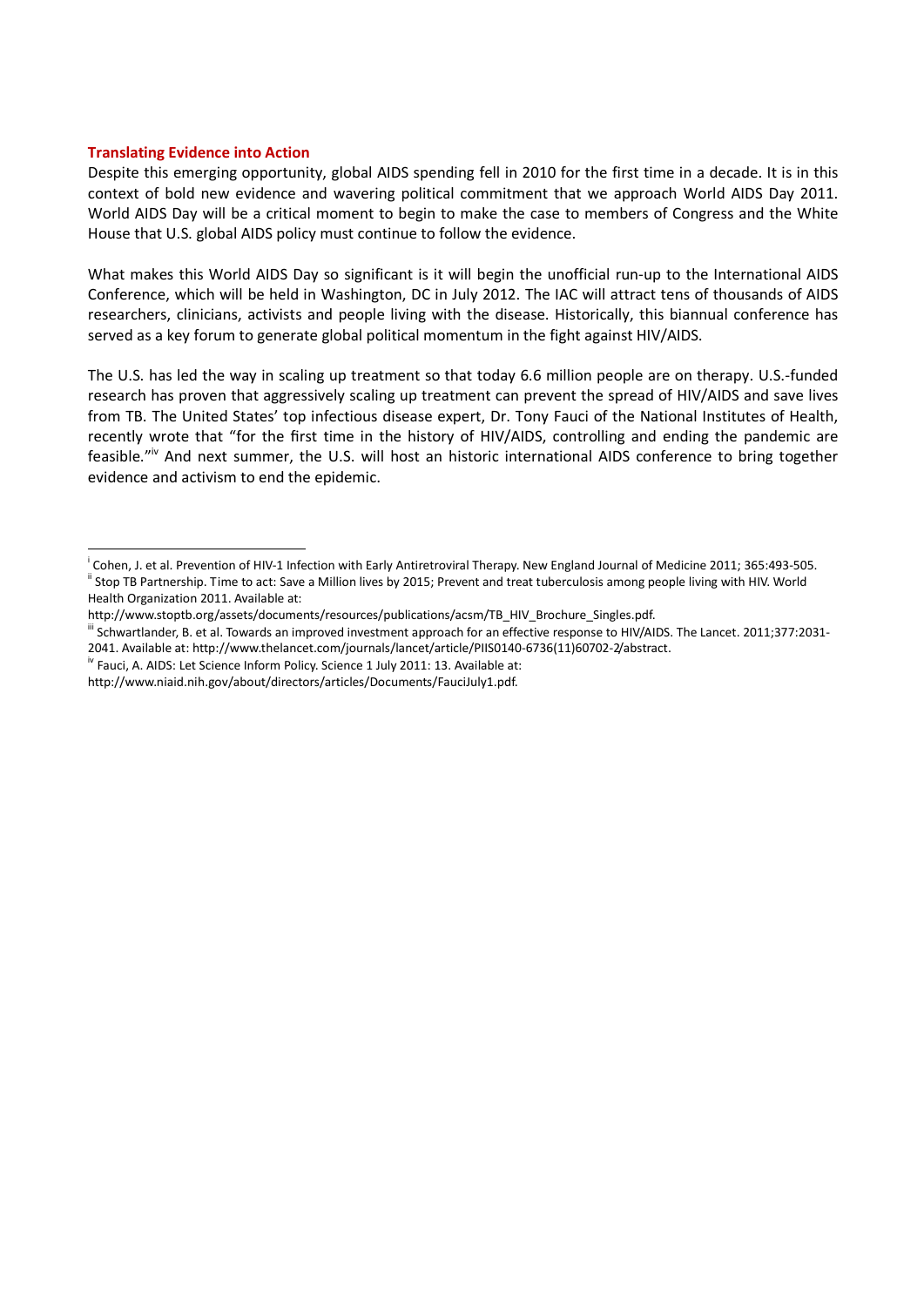### Translating Evidence into Action

Despite this emerging opportunity, global AIDS spending fell in 2010 for the first time in a decade. It is in this context of bold new evidence and wavering political commitment that we approach World AIDS Day 2011. World AIDS Day will be a critical moment to begin to make the case to members of Congress and the White House that U.S. global AIDS policy must continue to follow the evidence.

What makes this World AIDS Day so significant is it will begin the unofficial run-up to the International AIDS Conference, which will be held in Washington, DC in July 2012. The IAC will attract tens of thousands of AIDS researchers, clinicians, activists and people living with the disease. Historically, this biannual conference has served as a key forum to generate global political momentum in the fight against HIV/AIDS.

The U.S. has led the way in scaling up treatment so that today 6.6 million people are on therapy. U.S.-funded research has proven that aggressively scaling up treatment can prevent the spread of HIV/AIDS and save lives from TB. The United States' top infectious disease expert, Dr. Tony Fauci of the National Institutes of Health, recently wrote that "for the first time in the history of HIV/AIDS, controlling and ending the pandemic are feasible."[iv] And next summer, the U.S. will host an historic international AIDS conference to bring together evidence and activism to end the epidemic.

---

[i] Cohen, J. et al. Prevention of HIV-1 Infection with Early Antiretroviral Therapy. New England Journal of Medicine 2011; 365:493-505.

[ii] Stop TB Partnership. Time to act: Save a Million lives by 2015; Prevent and treat tuberculosis among people living with HIV. World Health Organization 2011. Available at: http://www.stoptb.org/assets/documents/resources/publications/acsm/TB_HIV_Brochure_Singles.pdf.

[iii] Schwartlander, B. et al. Towards an improved investment approach for an effective response to HIV/AIDS. The Lancet. 2011;377:2031-2041. Available at: http://www.thelancet.com/journals/lancet/article/PIIS0140-6736(11)60702-2/abstract.

[iv] Fauci, A. AIDS: Let Science Inform Policy. Science 1 July 2011: 13. Available at: http://www.niaid.nih.gov/about/directors/articles/Documents/FauciJuly1.pdf.